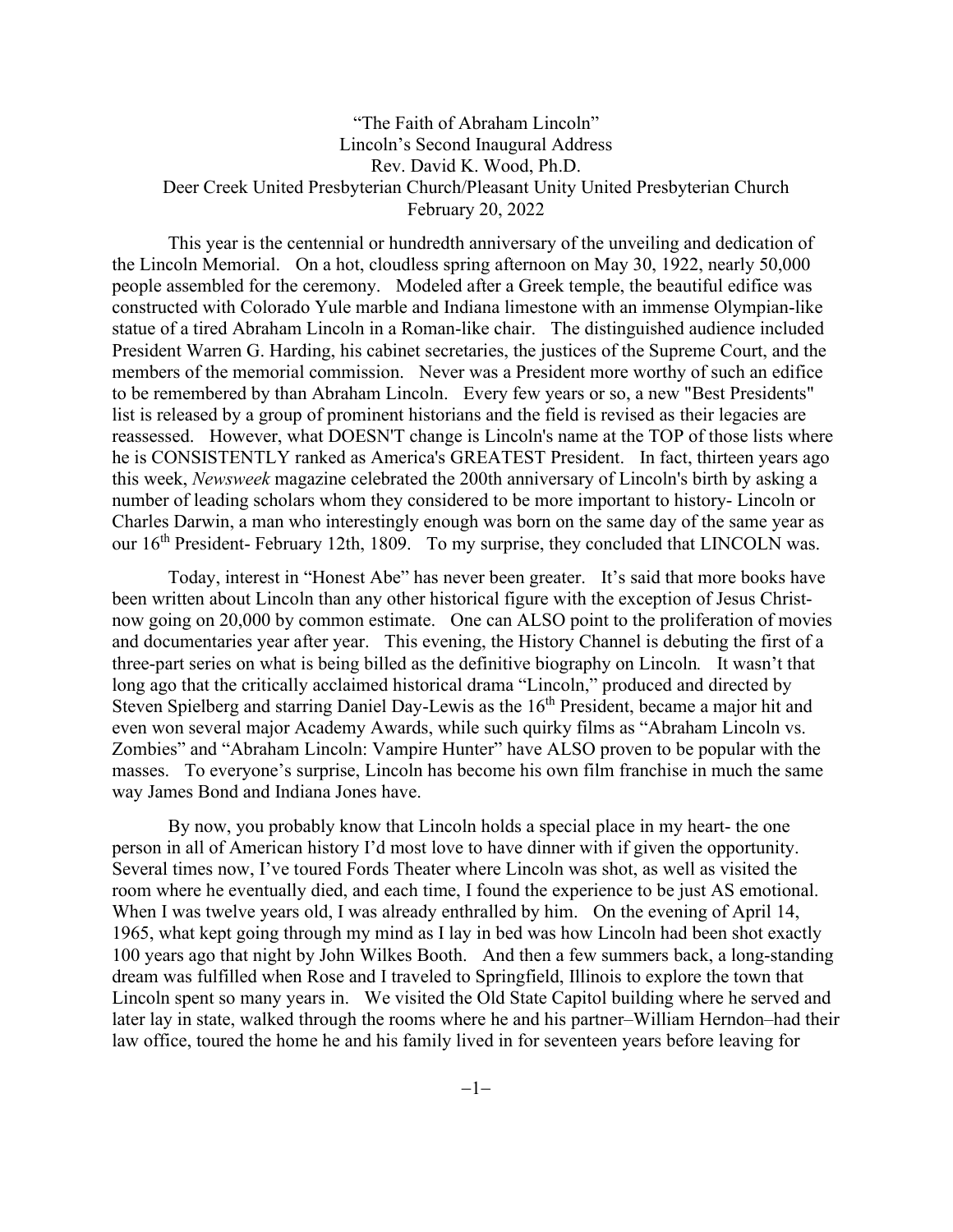# "The Faith of Abraham Lincoln"

Lincoln's Second Inaugural Address
Rev. David K. Wood, Ph.D.
Deer Creek United Presbyterian Church/Pleasant Unity United Presbyterian Church
February 20, 2022

This year is the centennial or hundredth anniversary of the unveiling and dedication of the Lincoln Memorial. On a hot, cloudless spring afternoon on May 30, 1922, nearly 50,000 people assembled for the ceremony. Modeled after a Greek temple, the beautiful edifice was constructed with Colorado Yule marble and Indiana limestone with an immense Olympian-like statue of a tired Abraham Lincoln in a Roman-like chair. The distinguished audience included President Warren G. Harding, his cabinet secretaries, the justices of the Supreme Court, and the members of the memorial commission. Never was a President more worthy of such an edifice to be remembered by than Abraham Lincoln. Every few years or so, a new "Best Presidents" list is released by a group of prominent historians and the field is revised as their legacies are reassessed. However, what DOESN'T change is Lincoln's name at the TOP of those lists where he is CONSISTENTLY ranked as America's GREATEST President. In fact, thirteen years ago this week, *Newsweek* magazine celebrated the 200th anniversary of Lincoln's birth by asking a number of leading scholars whom they considered to be more important to history- Lincoln or Charles Darwin, a man who interestingly enough was born on the same day of the same year as our 16th President- February 12th, 1809. To my surprise, they concluded that LINCOLN was.

Today, interest in "Honest Abe" has never been greater. It's said that more books have been written about Lincoln than any other historical figure with the exception of Jesus Christ- now going on 20,000 by common estimate. One can ALSO point to the proliferation of movies and documentaries year after year. This evening, the History Channel is debuting the first of a three-part series on what is being billed as the definitive biography on Lincoln. It wasn't that long ago that the critically acclaimed historical drama "Lincoln," produced and directed by Steven Spielberg and starring Daniel Day-Lewis as the 16th President, became a major hit and even won several major Academy Awards, while such quirky films as "Abraham Lincoln vs. Zombies" and "Abraham Lincoln: Vampire Hunter" have ALSO proven to be popular with the masses. To everyone's surprise, Lincoln has become his own film franchise in much the same way James Bond and Indiana Jones have.

By now, you probably know that Lincoln holds a special place in my heart- the one person in all of American history I'd most love to have dinner with if given the opportunity. Several times now, I've toured Fords Theater where Lincoln was shot, as well as visited the room where he eventually died, and each time, I found the experience to be just AS emotional. When I was twelve years old, I was already enthralled by him. On the evening of April 14, 1965, what kept going through my mind as I lay in bed was how Lincoln had been shot exactly 100 years ago that night by John Wilkes Booth. And then a few summers back, a long-standing dream was fulfilled when Rose and I traveled to Springfield, Illinois to explore the town that Lincoln spent so many years in. We visited the Old State Capitol building where he served and later lay in state, walked through the rooms where he and his partner–William Herndon–had their law office, toured the home he and his family lived in for seventeen years before leaving for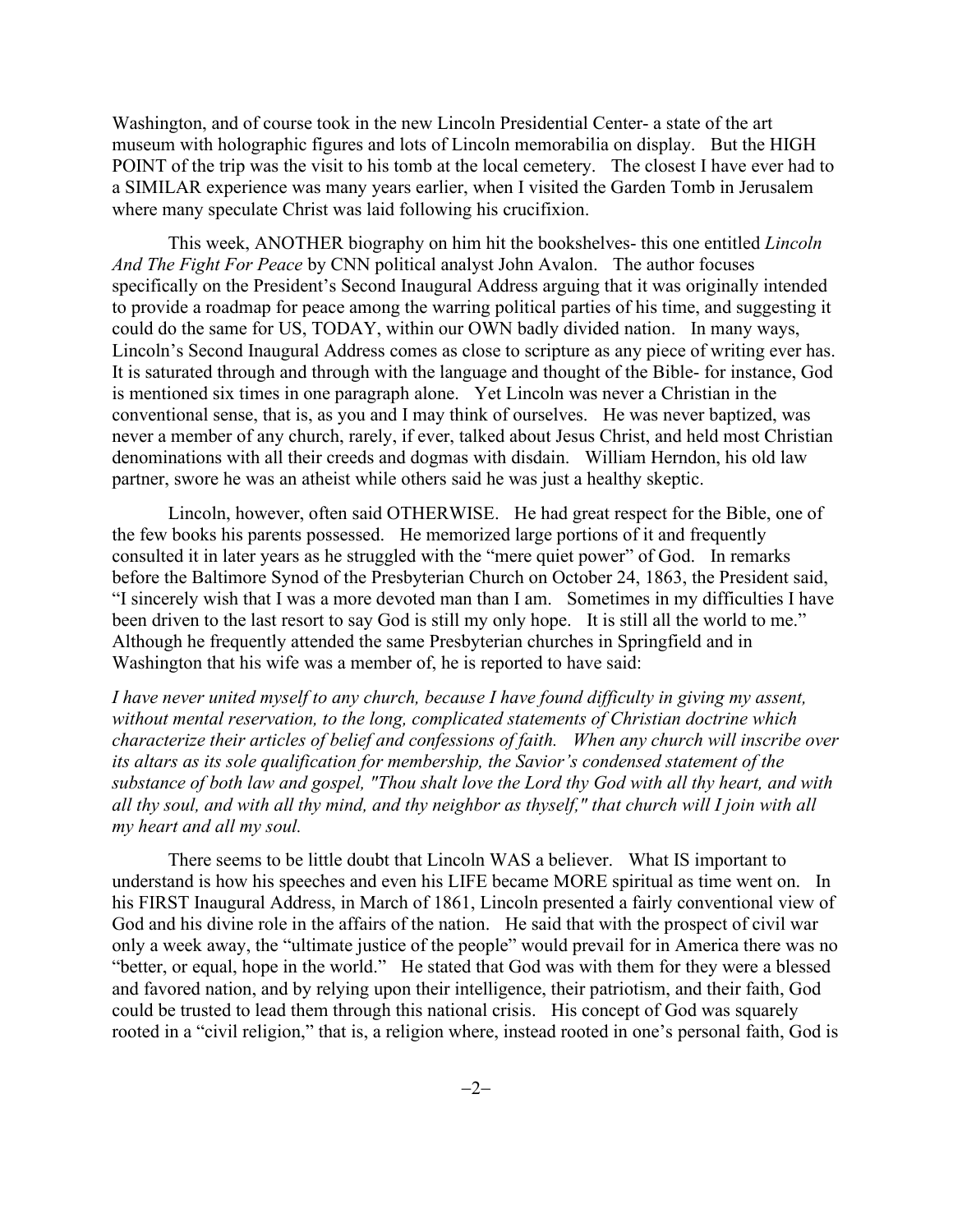Washington, and of course took in the new Lincoln Presidential Center- a state of the art museum with holographic figures and lots of Lincoln memorabilia on display. But the HIGH POINT of the trip was the visit to his tomb at the local cemetery. The closest I have ever had to a SIMILAR experience was many years earlier, when I visited the Garden Tomb in Jerusalem where many speculate Christ was laid following his crucifixion.

This week, ANOTHER biography on him hit the bookshelves- this one entitled *Lincoln And The Fight For Peace* by CNN political analyst John Avalon. The author focuses specifically on the President's Second Inaugural Address arguing that it was originally intended to provide a roadmap for peace among the warring political parties of his time, and suggesting it could do the same for US, TODAY, within our OWN badly divided nation. In many ways, Lincoln's Second Inaugural Address comes as close to scripture as any piece of writing ever has. It is saturated through and through with the language and thought of the Bible- for instance, God is mentioned six times in one paragraph alone. Yet Lincoln was never a Christian in the conventional sense, that is, as you and I may think of ourselves. He was never baptized, was never a member of any church, rarely, if ever, talked about Jesus Christ, and held most Christian denominations with all their creeds and dogmas with disdain. William Herndon, his old law partner, swore he was an atheist while others said he was just a healthy skeptic.

Lincoln, however, often said OTHERWISE. He had great respect for the Bible, one of the few books his parents possessed. He memorized large portions of it and frequently consulted it in later years as he struggled with the "mere quiet power" of God. In remarks before the Baltimore Synod of the Presbyterian Church on October 24, 1863, the President said, "I sincerely wish that I was a more devoted man than I am. Sometimes in my difficulties I have been driven to the last resort to say God is still my only hope. It is still all the world to me." Although he frequently attended the same Presbyterian churches in Springfield and in Washington that his wife was a member of, he is reported to have said:

*I have never united myself to any church, because I have found difficulty in giving my assent, without mental reservation, to the long, complicated statements of Christian doctrine which characterize their articles of belief and confessions of faith. When any church will inscribe over its altars as its sole qualification for membership, the Savior's condensed statement of the substance of both law and gospel, "Thou shalt love the Lord thy God with all thy heart, and with all thy soul, and with all thy mind, and thy neighbor as thyself," that church will I join with all my heart and all my soul.*

There seems to be little doubt that Lincoln WAS a believer. What IS important to understand is how his speeches and even his LIFE became MORE spiritual as time went on. In his FIRST Inaugural Address, in March of 1861, Lincoln presented a fairly conventional view of God and his divine role in the affairs of the nation. He said that with the prospect of civil war only a week away, the "ultimate justice of the people" would prevail for in America there was no "better, or equal, hope in the world." He stated that God was with them for they were a blessed and favored nation, and by relying upon their intelligence, their patriotism, and their faith, God could be trusted to lead them through this national crisis. His concept of God was squarely rooted in a "civil religion," that is, a religion where, instead rooted in one's personal faith, God is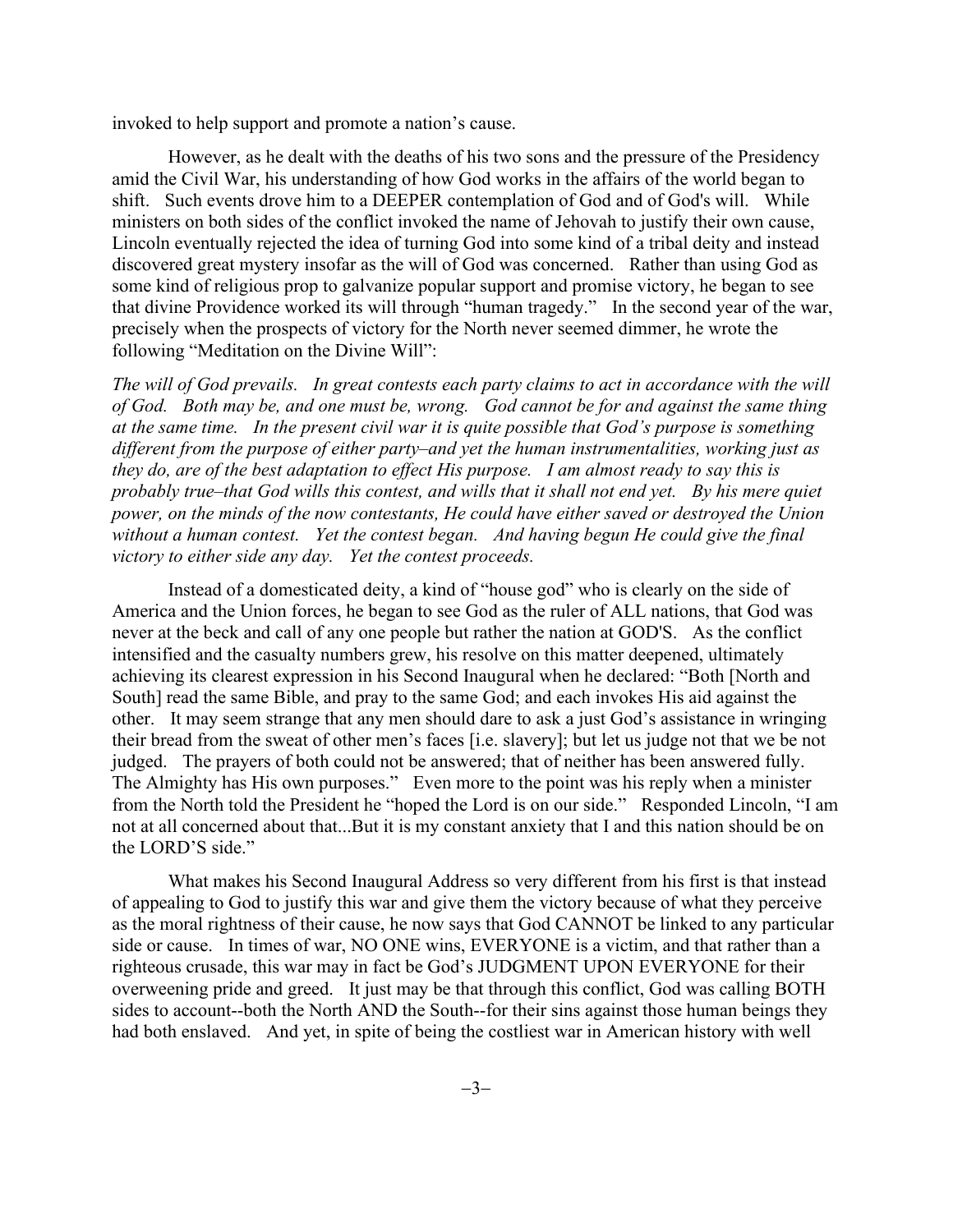invoked to help support and promote a nation's cause.

However, as he dealt with the deaths of his two sons and the pressure of the Presidency amid the Civil War, his understanding of how God works in the affairs of the world began to shift. Such events drove him to a DEEPER contemplation of God and of God's will. While ministers on both sides of the conflict invoked the name of Jehovah to justify their own cause, Lincoln eventually rejected the idea of turning God into some kind of a tribal deity and instead discovered great mystery insofar as the will of God was concerned. Rather than using God as some kind of religious prop to galvanize popular support and promise victory, he began to see that divine Providence worked its will through "human tragedy." In the second year of the war, precisely when the prospects of victory for the North never seemed dimmer, he wrote the following "Meditation on the Divine Will":

*The will of God prevails. In great contests each party claims to act in accordance with the will of God. Both may be, and one must be, wrong. God cannot be for and against the same thing at the same time. In the present civil war it is quite possible that God's purpose is something different from the purpose of either party–and yet the human instrumentalities, working just as they do, are of the best adaptation to effect His purpose. I am almost ready to say this is probably true–that God wills this contest, and wills that it shall not end yet. By his mere quiet power, on the minds of the now contestants, He could have either saved or destroyed the Union without a human contest. Yet the contest began. And having begun He could give the final victory to either side any day. Yet the contest proceeds.*

Instead of a domesticated deity, a kind of "house god" who is clearly on the side of America and the Union forces, he began to see God as the ruler of ALL nations, that God was never at the beck and call of any one people but rather the nation at GOD'S. As the conflict intensified and the casualty numbers grew, his resolve on this matter deepened, ultimately achieving its clearest expression in his Second Inaugural when he declared: "Both [North and South] read the same Bible, and pray to the same God; and each invokes His aid against the other. It may seem strange that any men should dare to ask a just God's assistance in wringing their bread from the sweat of other men's faces [i.e. slavery]; but let us judge not that we be not judged. The prayers of both could not be answered; that of neither has been answered fully. The Almighty has His own purposes." Even more to the point was his reply when a minister from the North told the President he "hoped the Lord is on our side." Responded Lincoln, "I am not at all concerned about that...But it is my constant anxiety that I and this nation should be on the LORD'S side."

What makes his Second Inaugural Address so very different from his first is that instead of appealing to God to justify this war and give them the victory because of what they perceive as the moral rightness of their cause, he now says that God CANNOT be linked to any particular side or cause. In times of war, NO ONE wins, EVERYONE is a victim, and that rather than a righteous crusade, this war may in fact be God's JUDGMENT UPON EVERYONE for their overweening pride and greed. It just may be that through this conflict, God was calling BOTH sides to account--both the North AND the South--for their sins against those human beings they had both enslaved. And yet, in spite of being the costliest war in American history with well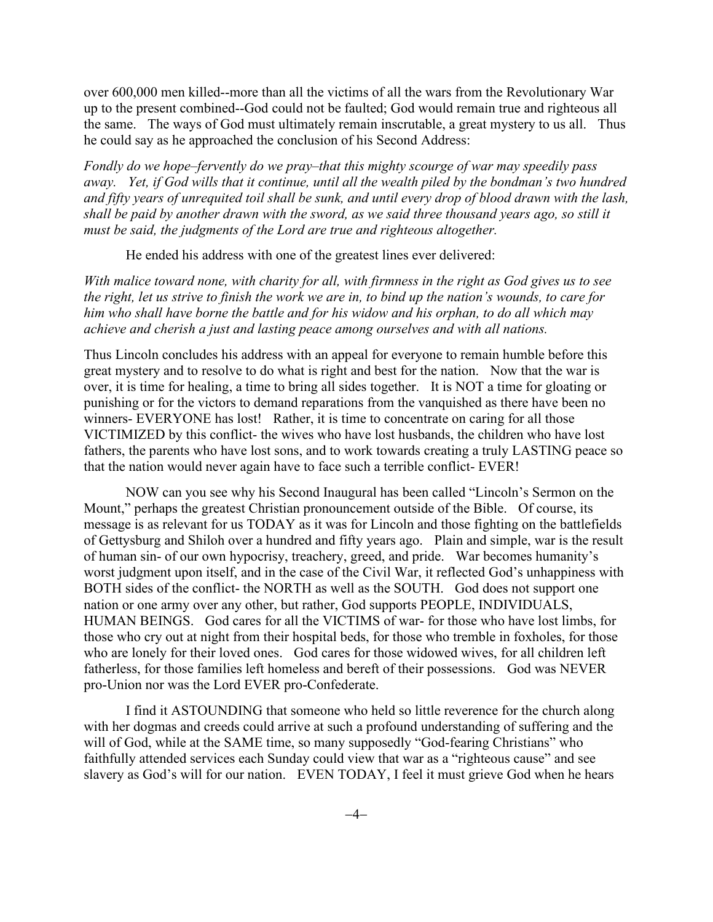over 600,000 men killed--more than all the victims of all the wars from the Revolutionary War up to the present combined--God could not be faulted; God would remain true and righteous all the same. The ways of God must ultimately remain inscrutable, a great mystery to us all. Thus he could say as he approached the conclusion of his Second Address:

*Fondly do we hope–fervently do we pray–that this mighty scourge of war may speedily pass away. Yet, if God wills that it continue, until all the wealth piled by the bondman's two hundred and fifty years of unrequited toil shall be sunk, and until every drop of blood drawn with the lash, shall be paid by another drawn with the sword, as we said three thousand years ago, so still it must be said, the judgments of the Lord are true and righteous altogether.*

He ended his address with one of the greatest lines ever delivered:

*With malice toward none, with charity for all, with firmness in the right as God gives us to see the right, let us strive to finish the work we are in, to bind up the nation's wounds, to care for him who shall have borne the battle and for his widow and his orphan, to do all which may achieve and cherish a just and lasting peace among ourselves and with all nations.*

Thus Lincoln concludes his address with an appeal for everyone to remain humble before this great mystery and to resolve to do what is right and best for the nation. Now that the war is over, it is time for healing, a time to bring all sides together. It is NOT a time for gloating or punishing or for the victors to demand reparations from the vanquished as there have been no winners- EVERYONE has lost! Rather, it is time to concentrate on caring for all those VICTIMIZED by this conflict- the wives who have lost husbands, the children who have lost fathers, the parents who have lost sons, and to work towards creating a truly LASTING peace so that the nation would never again have to face such a terrible conflict- EVER!

NOW can you see why his Second Inaugural has been called "Lincoln's Sermon on the Mount," perhaps the greatest Christian pronouncement outside of the Bible. Of course, its message is as relevant for us TODAY as it was for Lincoln and those fighting on the battlefields of Gettysburg and Shiloh over a hundred and fifty years ago. Plain and simple, war is the result of human sin- of our own hypocrisy, treachery, greed, and pride. War becomes humanity's worst judgment upon itself, and in the case of the Civil War, it reflected God's unhappiness with BOTH sides of the conflict- the NORTH as well as the SOUTH. God does not support one nation or one army over any other, but rather, God supports PEOPLE, INDIVIDUALS, HUMAN BEINGS. God cares for all the VICTIMS of war- for those who have lost limbs, for those who cry out at night from their hospital beds, for those who tremble in foxholes, for those who are lonely for their loved ones. God cares for those widowed wives, for all children left fatherless, for those families left homeless and bereft of their possessions. God was NEVER pro-Union nor was the Lord EVER pro-Confederate.

I find it ASTOUNDING that someone who held so little reverence for the church along with her dogmas and creeds could arrive at such a profound understanding of suffering and the will of God, while at the SAME time, so many supposedly "God-fearing Christians" who faithfully attended services each Sunday could view that war as a "righteous cause" and see slavery as God's will for our nation. EVEN TODAY, I feel it must grieve God when he hears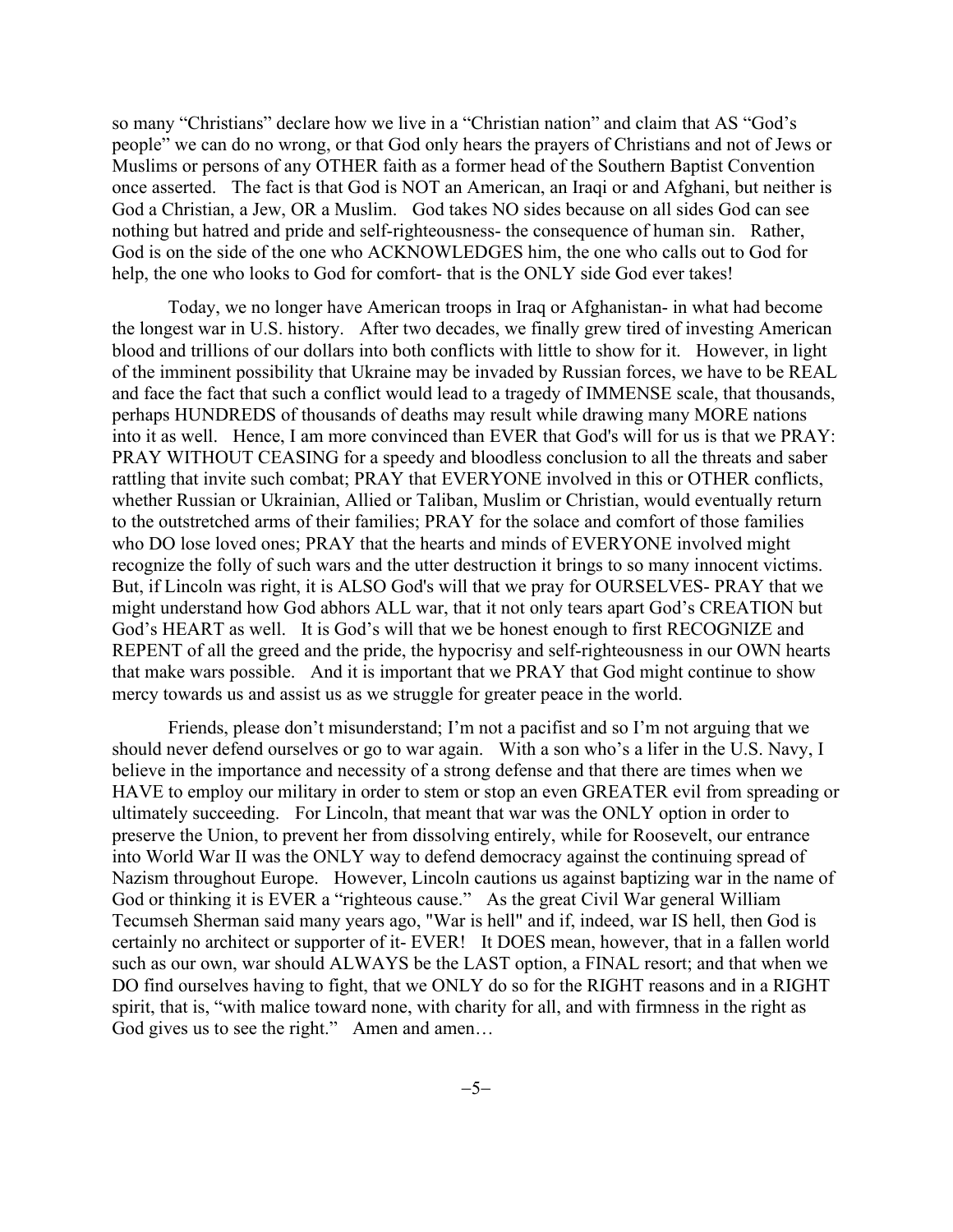so many "Christians" declare how we live in a "Christian nation" and claim that AS "God's people" we can do no wrong, or that God only hears the prayers of Christians and not of Jews or Muslims or persons of any OTHER faith as a former head of the Southern Baptist Convention once asserted. The fact is that God is NOT an American, an Iraqi or and Afghani, but neither is God a Christian, a Jew, OR a Muslim. God takes NO sides because on all sides God can see nothing but hatred and pride and self-righteousness- the consequence of human sin. Rather, God is on the side of the one who ACKNOWLEDGES him, the one who calls out to God for help, the one who looks to God for comfort- that is the ONLY side God ever takes!

Today, we no longer have American troops in Iraq or Afghanistan- in what had become the longest war in U.S. history. After two decades, we finally grew tired of investing American blood and trillions of our dollars into both conflicts with little to show for it. However, in light of the imminent possibility that Ukraine may be invaded by Russian forces, we have to be REAL and face the fact that such a conflict would lead to a tragedy of IMMENSE scale, that thousands, perhaps HUNDREDS of thousands of deaths may result while drawing many MORE nations into it as well. Hence, I am more convinced than EVER that God's will for us is that we PRAY: PRAY WITHOUT CEASING for a speedy and bloodless conclusion to all the threats and saber rattling that invite such combat; PRAY that EVERYONE involved in this or OTHER conflicts, whether Russian or Ukrainian, Allied or Taliban, Muslim or Christian, would eventually return to the outstretched arms of their families; PRAY for the solace and comfort of those families who DO lose loved ones; PRAY that the hearts and minds of EVERYONE involved might recognize the folly of such wars and the utter destruction it brings to so many innocent victims. But, if Lincoln was right, it is ALSO God's will that we pray for OURSELVES- PRAY that we might understand how God abhors ALL war, that it not only tears apart God's CREATION but God's HEART as well. It is God's will that we be honest enough to first RECOGNIZE and REPENT of all the greed and the pride, the hypocrisy and self-righteousness in our OWN hearts that make wars possible. And it is important that we PRAY that God might continue to show mercy towards us and assist us as we struggle for greater peace in the world.

Friends, please don't misunderstand; I'm not a pacifist and so I'm not arguing that we should never defend ourselves or go to war again. With a son who's a lifer in the U.S. Navy, I believe in the importance and necessity of a strong defense and that there are times when we HAVE to employ our military in order to stem or stop an even GREATER evil from spreading or ultimately succeeding. For Lincoln, that meant that war was the ONLY option in order to preserve the Union, to prevent her from dissolving entirely, while for Roosevelt, our entrance into World War II was the ONLY way to defend democracy against the continuing spread of Nazism throughout Europe. However, Lincoln cautions us against baptizing war in the name of God or thinking it is EVER a "righteous cause." As the great Civil War general William Tecumseh Sherman said many years ago, "War is hell" and if, indeed, war IS hell, then God is certainly no architect or supporter of it- EVER! It DOES mean, however, that in a fallen world such as our own, war should ALWAYS be the LAST option, a FINAL resort; and that when we DO find ourselves having to fight, that we ONLY do so for the RIGHT reasons and in a RIGHT spirit, that is, "with malice toward none, with charity for all, and with firmness in the right as God gives us to see the right." Amen and amen…